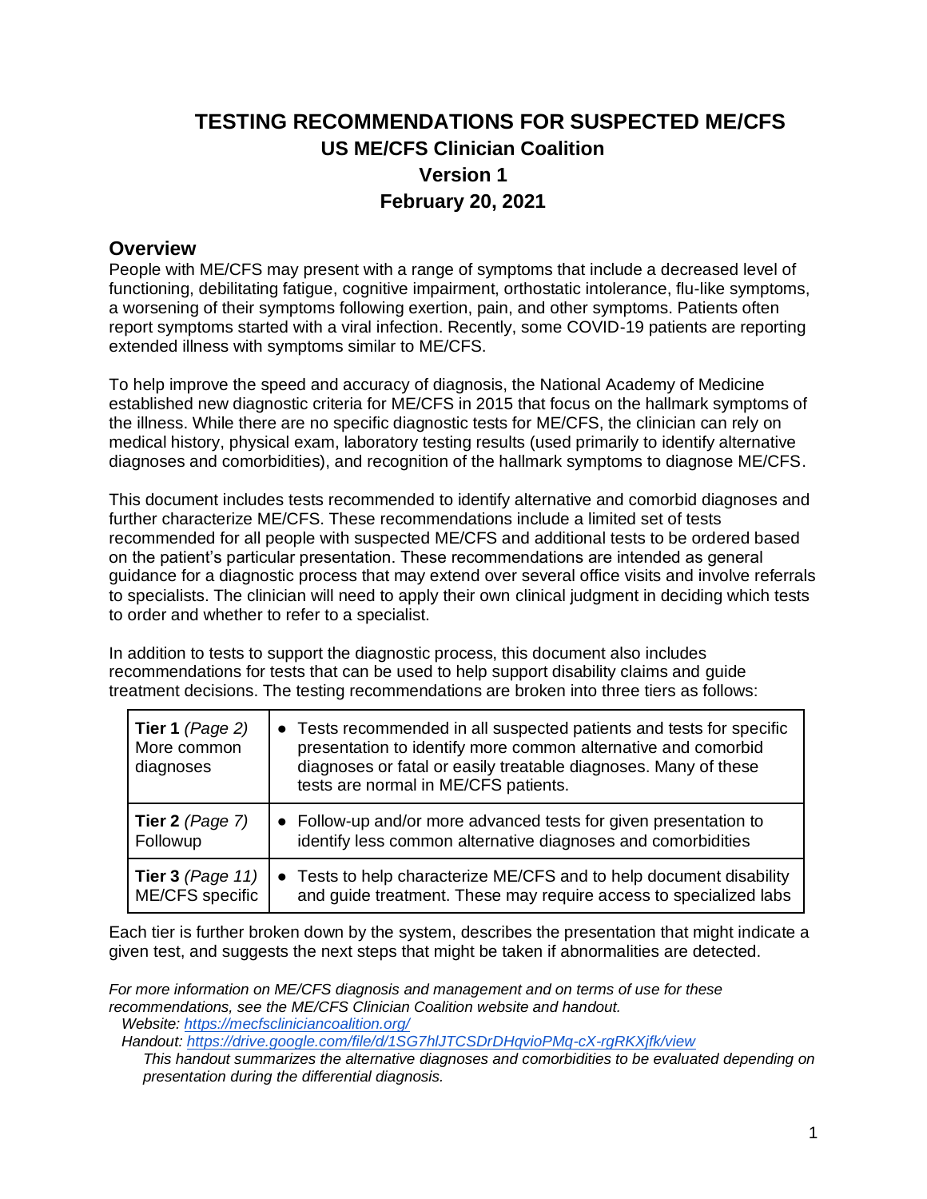# TESTING RECOMMENDATIONS FOR SUSPECTED ME/CFS

## US ME/CFS Clinician Coalition

## Version 1

## February 20, 2021

## Overview

People with ME/CFS may present with a range of symptoms that include a decreased level of functioning, debilitating fatigue, cognitive impairment, orthostatic intolerance, flu-like symptoms, a worsening of their symptoms following exertion, pain, and other symptoms. Patients often report symptoms started with a viral infection. Recently, some COVID-19 patients are reporting extended illness with symptoms similar to ME/CFS.

To help improve the speed and accuracy of diagnosis, the National Academy of Medicine established new diagnostic criteria for ME/CFS in 2015 that focus on the hallmark symptoms of the illness. While there are no specific diagnostic tests for ME/CFS, the clinician can rely on medical history, physical exam, laboratory testing results (used primarily to identify alternative diagnoses and comorbidities), and recognition of the hallmark symptoms to diagnose ME/CFS.

This document includes tests recommended to identify alternative and comorbid diagnoses and further characterize ME/CFS. These recommendations include a limited set of tests recommended for all people with suspected ME/CFS and additional tests to be ordered based on the patient's particular presentation. These recommendations are intended as general guidance for a diagnostic process that may extend over several office visits and involve referrals to specialists. The clinician will need to apply their own clinical judgment in deciding which tests to order and whether to refer to a specialist.

In addition to tests to support the diagnostic process, this document also includes recommendations for tests that can be used to help support disability claims and guide treatment decisions. The testing recommendations are broken into three tiers as follows:

| | |
|---|---|
| **Tier 1** *(Page 2)* More common diagnoses | • Tests recommended in all suspected patients and tests for specific presentation to identify more common alternative and comorbid diagnoses or fatal or easily treatable diagnoses. Many of these tests are normal in ME/CFS patients. |
| **Tier 2** *(Page 7)* Followup | • Follow-up and/or more advanced tests for given presentation to identify less common alternative diagnoses and comorbidities |
| **Tier 3** *(Page 11)* ME/CFS specific | • Tests to help characterize ME/CFS and to help document disability and guide treatment. These may require access to specialized labs |

Each tier is further broken down by the system, describes the presentation that might indicate a given test, and suggests the next steps that might be taken if abnormalities are detected.

*For more information on ME/CFS diagnosis and management and on terms of use for these recommendations, see the ME/CFS Clinician Coalition website and handout.*

*Website: https://mecfscliniciancoalition.org/*

*Handout: https://drive.google.com/file/d/1SG7hlJTCSDrDHqvioPMq-cX-rgRKXjfk/view*

*This handout summarizes the alternative diagnoses and comorbidities to be evaluated depending on presentation during the differential diagnosis.*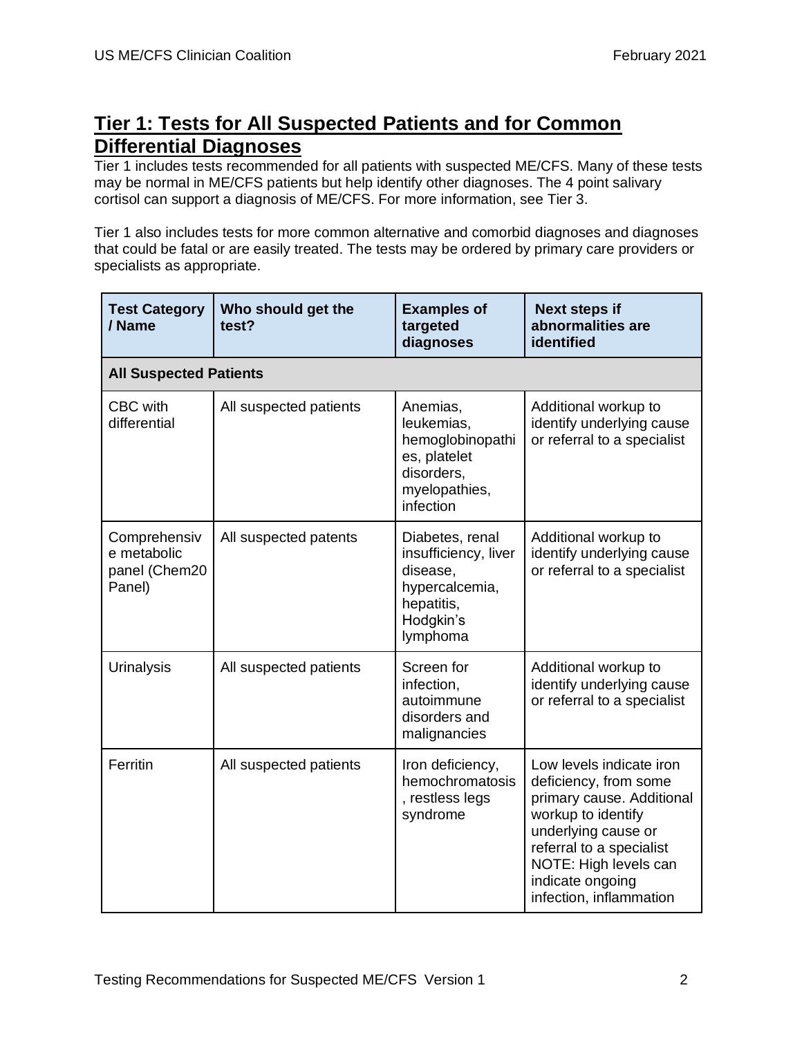## Tier 1: Tests for All Suspected Patients and for Common Differential Diagnoses

Tier 1 includes tests recommended for all patients with suspected ME/CFS. Many of these tests may be normal in ME/CFS patients but help identify other diagnoses. The 4 point salivary cortisol can support a diagnosis of ME/CFS. For more information, see Tier 3.

Tier 1 also includes tests for more common alternative and comorbid diagnoses and diagnoses that could be fatal or are easily treated. The tests may be ordered by primary care providers or specialists as appropriate.

| Test Category / Name | Who should get the test? | Examples of targeted diagnoses | Next steps if abnormalities are identified |
|---|---|---|---|
| **All Suspected Patients** | | | |
| CBC with differential | All suspected patients | Anemias, leukemias, hemoglobinopathies, platelet disorders, myelopathies, infection | Additional workup to identify underlying cause or referral to a specialist |
| Comprehensive metabolic panel (Chem20 Panel) | All suspected patents | Diabetes, renal insufficiency, liver disease, hypercalcemia, hepatitis, Hodgkin's lymphoma | Additional workup to identify underlying cause or referral to a specialist |
| Urinalysis | All suspected patients | Screen for infection, autoimmune disorders and malignancies | Additional workup to identify underlying cause or referral to a specialist |
| Ferritin | All suspected patients | Iron deficiency, hemochromatosis, restless legs syndrome | Low levels indicate iron deficiency, from some primary cause. Additional workup to identify underlying cause or referral to a specialist NOTE: High levels can indicate ongoing infection, inflammation |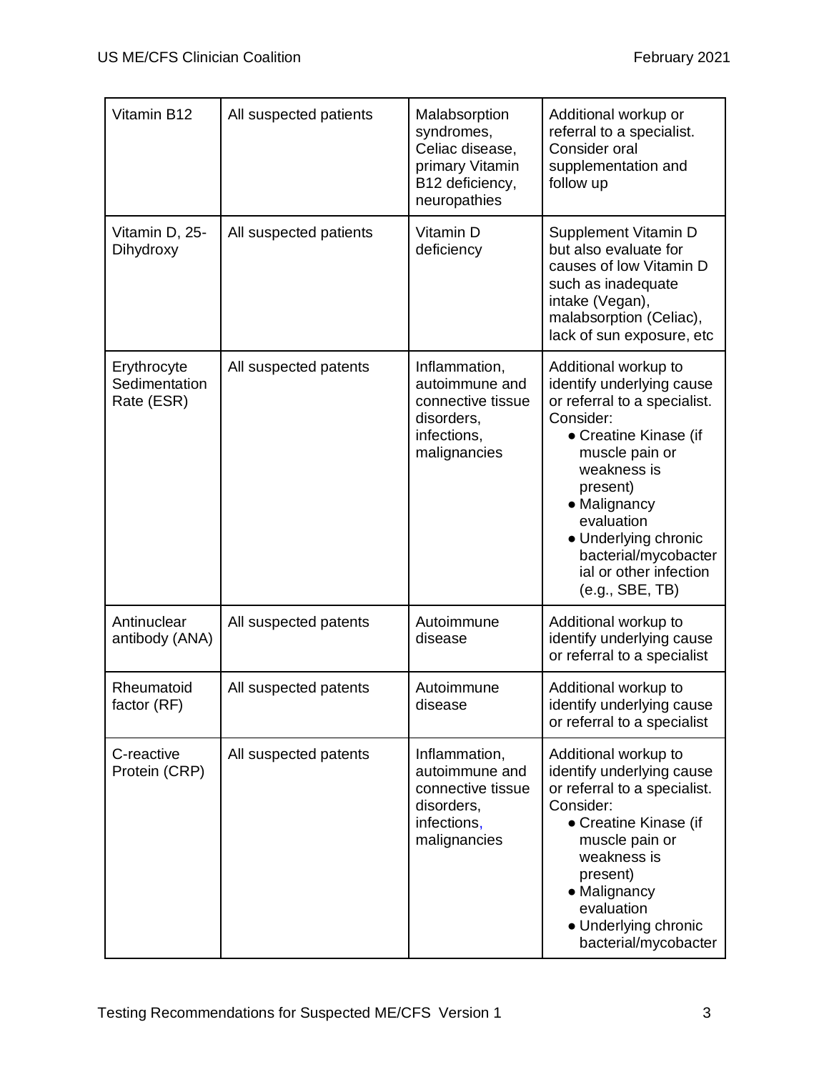| Vitamin B12 | All suspected patients | Malabsorption syndromes, Celiac disease, primary Vitamin B12 deficiency, neuropathies | Additional workup or referral to a specialist. Consider oral supplementation and follow up |
|---|---|---|---|
| Vitamin D, 25-Dihydroxy | All suspected patients | Vitamin D deficiency | Supplement Vitamin D but also evaluate for causes of low Vitamin D such as inadequate intake (Vegan), malabsorption (Celiac), lack of sun exposure, etc |
| Erythrocyte Sedimentation Rate (ESR) | All suspected patents | Inflammation, autoimmune and connective tissue disorders, infections, malignancies | Additional workup to identify underlying cause or referral to a specialist. Consider: <br>● Creatine Kinase (if muscle pain or weakness is present) <br>● Malignancy evaluation <br>● Underlying chronic bacterial/mycobacterial or other infection (e.g., SBE, TB) |
| Antinuclear antibody (ANA) | All suspected patents | Autoimmune disease | Additional workup to identify underlying cause or referral to a specialist |
| Rheumatoid factor (RF) | All suspected patents | Autoimmune disease | Additional workup to identify underlying cause or referral to a specialist |
| C-reactive Protein (CRP) | All suspected patents | Inflammation, autoimmune and connective tissue disorders, infections, malignancies | Additional workup to identify underlying cause or referral to a specialist. Consider: <br>● Creatine Kinase (if muscle pain or weakness is present) <br>● Malignancy evaluation <br>● Underlying chronic bacterial/mycobacter |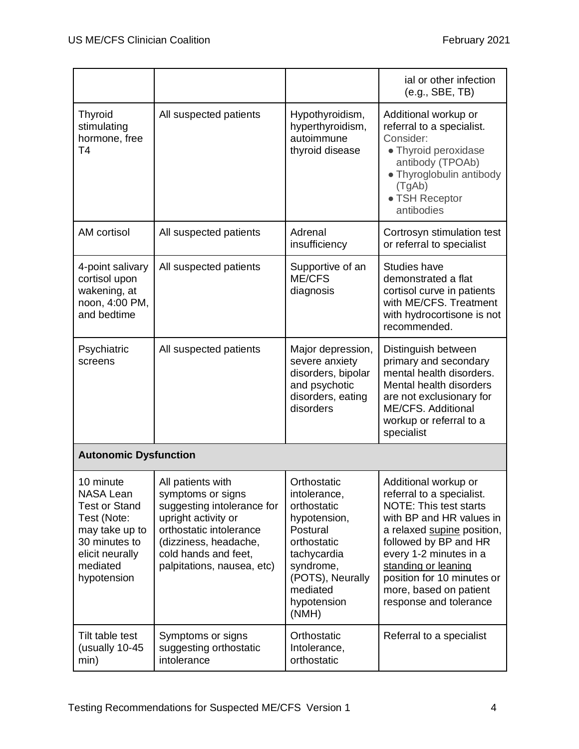| | | | |
|---|---|---|---|
| | | | ial or other infection (e.g., SBE, TB) |
| Thyroid stimulating hormone, free T4 | All suspected patients | Hypothyroidism, hyperthyroidism, autoimmune thyroid disease | Additional workup or referral to a specialist. Consider: <br>● Thyroid peroxidase antibody (TPOAb) <br>● Thyroglobulin antibody (TgAb) <br>● TSH Receptor antibodies |
| AM cortisol | All suspected patients | Adrenal insufficiency | Cortrosyn stimulation test or referral to specialist |
| 4-point salivary cortisol upon wakening, at noon, 4:00 PM, and bedtime | All suspected patients | Supportive of an ME/CFS diagnosis | Studies have demonstrated a flat cortisol curve in patients with ME/CFS. Treatment with hydrocortisone is not recommended. |
| Psychiatric screens | All suspected patients | Major depression, severe anxiety disorders, bipolar and psychotic disorders, eating disorders | Distinguish between primary and secondary mental health disorders. Mental health disorders are not exclusionary for ME/CFS. Additional workup or referral to a specialist |
| **Autonomic Dysfunction** | | | |
| 10 minute NASA Lean Test or Stand Test (Note: may take up to 30 minutes to elicit neurally mediated hypotension | All patients with symptoms or signs suggesting intolerance for upright activity or orthostatic intolerance (dizziness, headache, cold hands and feet, palpitations, nausea, etc) | Orthostatic intolerance, orthostatic hypotension, Postural orthostatic tachycardia syndrome, (POTS), Neurally mediated hypotension (NMH) | Additional workup or referral to a specialist. NOTE: This test starts with BP and HR values in a relaxed supine position, followed by BP and HR every 1-2 minutes in a standing or leaning position for 10 minutes or more, based on patient response and tolerance |
| Tilt table test (usually 10-45 min) | Symptoms or signs suggesting orthostatic intolerance | Orthostatic Intolerance, orthostatic | Referral to a specialist |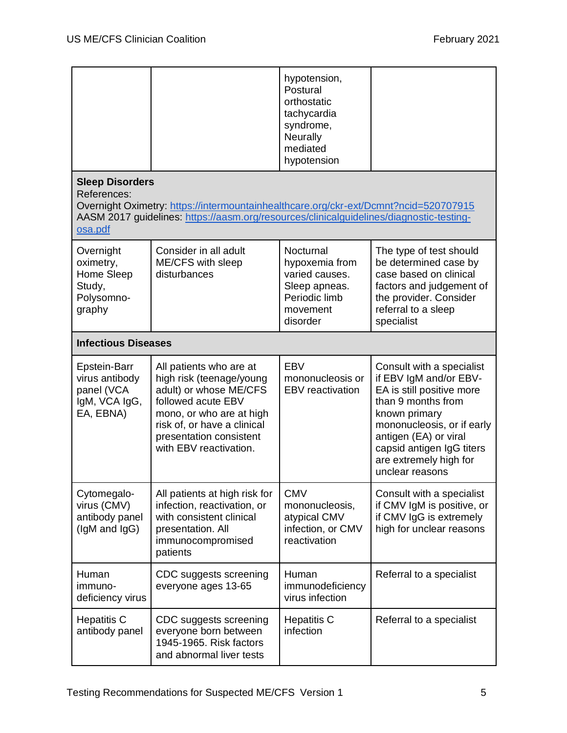| | | | |
|---|---|---|---|
| | | hypotension, Postural orthostatic tachycardia syndrome, Neurally mediated hypotension | |
| **Sleep Disorders** References: Overnight Oximetry: https://intermountainhealthcare.org/ckr-ext/Dcmnt?ncid=520707915 AASM 2017 guidelines: https://aasm.org/resources/clinicalguidelines/diagnostic-testing-osa.pdf | | | |
| Overnight oximetry, Home Sleep Study, Polysomno-graphy | Consider in all adult ME/CFS with sleep disturbances | Nocturnal hypoxemia from varied causes. Sleep apneas. Periodic limb movement disorder | The type of test should be determined case by case based on clinical factors and judgement of the provider. Consider referral to a sleep specialist |
| **Infectious Diseases** | | | |
| Epstein-Barr virus antibody panel (VCA IgM, VCA IgG, EA, EBNA) | All patients who are at high risk (teenage/young adult) or whose ME/CFS followed acute EBV mono, or who are at high risk of, or have a clinical presentation consistent with EBV reactivation. | EBV mononucleosis or EBV reactivation | Consult with a specialist if EBV IgM and/or EBV-EA is still positive more than 9 months from known primary mononucleosis, or if early antigen (EA) or viral capsid antigen IgG titers are extremely high for unclear reasons |
| Cytomegalo-virus (CMV) antibody panel (IgM and IgG) | All patients at high risk for infection, reactivation, or with consistent clinical presentation. All immunocompromised patients | CMV mononucleosis, atypical CMV infection, or CMV reactivation | Consult with a specialist if CMV IgM is positive, or if CMV IgG is extremely high for unclear reasons |
| Human immuno-deficiency virus | CDC suggests screening everyone ages 13-65 | Human immunodeficiency virus infection | Referral to a specialist |
| Hepatitis C antibody panel | CDC suggests screening everyone born between 1945-1965. Risk factors and abnormal liver tests | Hepatitis C infection | Referral to a specialist |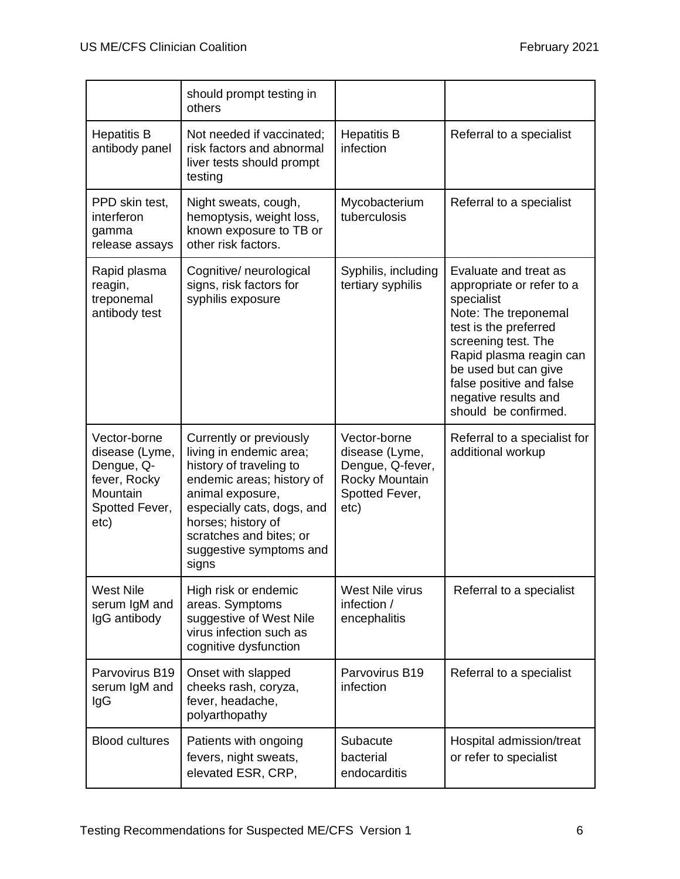| | | | |
|---|---|---|---|
| | should prompt testing in others | | |
| Hepatitis B antibody panel | Not needed if vaccinated; risk factors and abnormal liver tests should prompt testing | Hepatitis B infection | Referral to a specialist |
| PPD skin test, interferon gamma release assays | Night sweats, cough, hemoptysis, weight loss, known exposure to TB or other risk factors. | Mycobacterium tuberculosis | Referral to a specialist |
| Rapid plasma reagin, treponemal antibody test | Cognitive/ neurological signs, risk factors for syphilis exposure | Syphilis, including tertiary syphilis | Evaluate and treat as appropriate or refer to a specialist<br>Note: The treponemal test is the preferred screening test. The Rapid plasma reagin can be used but can give false positive and false negative results and should be confirmed. |
| Vector-borne disease (Lyme, Dengue, Q-fever, Rocky Mountain Spotted Fever, etc) | Currently or previously living in endemic area; history of traveling to endemic areas; history of animal exposure, especially cats, dogs, and horses; history of scratches and bites; or suggestive symptoms and signs | Vector-borne disease (Lyme, Dengue, Q-fever, Rocky Mountain Spotted Fever, etc) | Referral to a specialist for additional workup |
| West Nile serum IgM and IgG antibody | High risk or endemic areas. Symptoms suggestive of West Nile virus infection such as cognitive dysfunction | West Nile virus infection / encephalitis | Referral to a specialist |
| Parvovirus B19 serum IgM and IgG | Onset with slapped cheeks rash, coryza, fever, headache, polyarthopathy | Parvovirus B19 infection | Referral to a specialist |
| Blood cultures | Patients with ongoing fevers, night sweats, elevated ESR, CRP, | Subacute bacterial endocarditis | Hospital admission/treat or refer to specialist |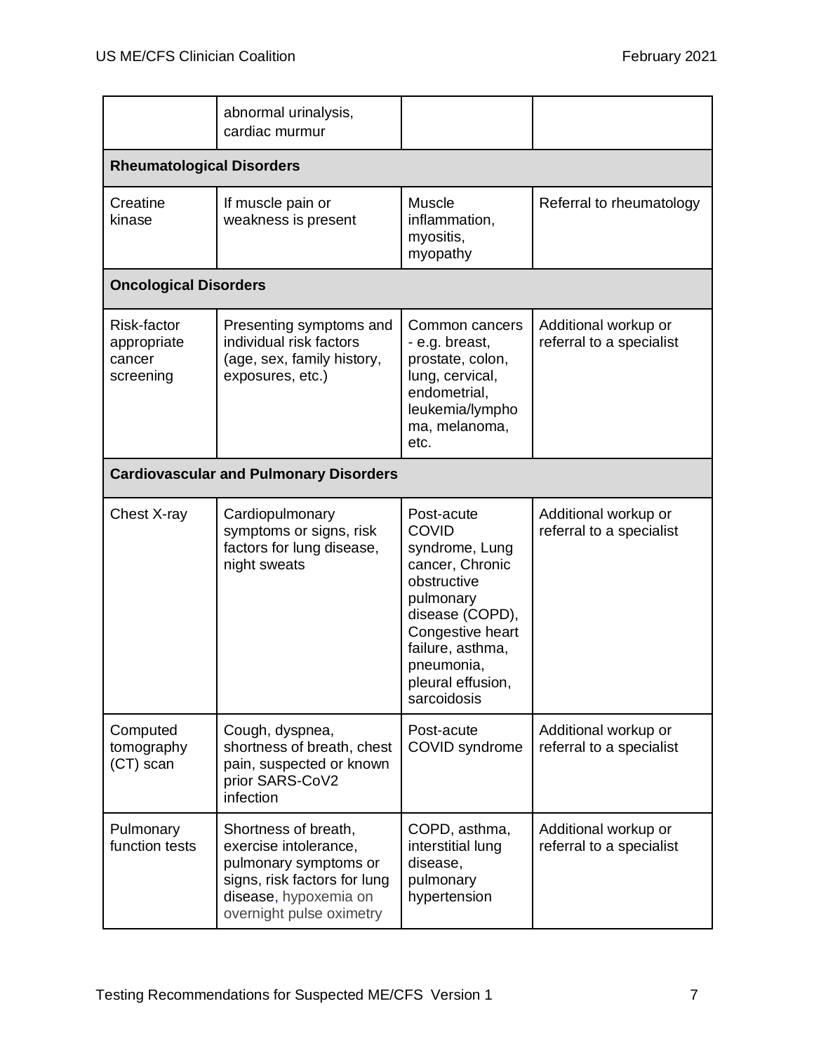| | abnormal urinalysis, cardiac murmur | | |
|---|---|---|---|
| **Rheumatological Disorders** | | | |
| Creatine kinase | If muscle pain or weakness is present | Muscle inflammation, myositis, myopathy | Referral to rheumatology |
| **Oncological Disorders** | | | |
| Risk-factor appropriate cancer screening | Presenting symptoms and individual risk factors (age, sex, family history, exposures, etc.) | Common cancers - e.g. breast, prostate, colon, lung, cervical, endometrial, leukemia/lymphoma, melanoma, etc. | Additional workup or referral to a specialist |
| **Cardiovascular and Pulmonary Disorders** | | | |
| Chest X-ray | Cardiopulmonary symptoms or signs, risk factors for lung disease, night sweats | Post-acute COVID syndrome, Lung cancer, Chronic obstructive pulmonary disease (COPD), Congestive heart failure, asthma, pneumonia, pleural effusion, sarcoidosis | Additional workup or referral to a specialist |
| Computed tomography (CT) scan | Cough, dyspnea, shortness of breath, chest pain, suspected or known prior SARS-CoV2 infection | Post-acute COVID syndrome | Additional workup or referral to a specialist |
| Pulmonary function tests | Shortness of breath, exercise intolerance, pulmonary symptoms or signs, risk factors for lung disease, hypoxemia on overnight pulse oximetry | COPD, asthma, interstitial lung disease, pulmonary hypertension | Additional workup or referral to a specialist |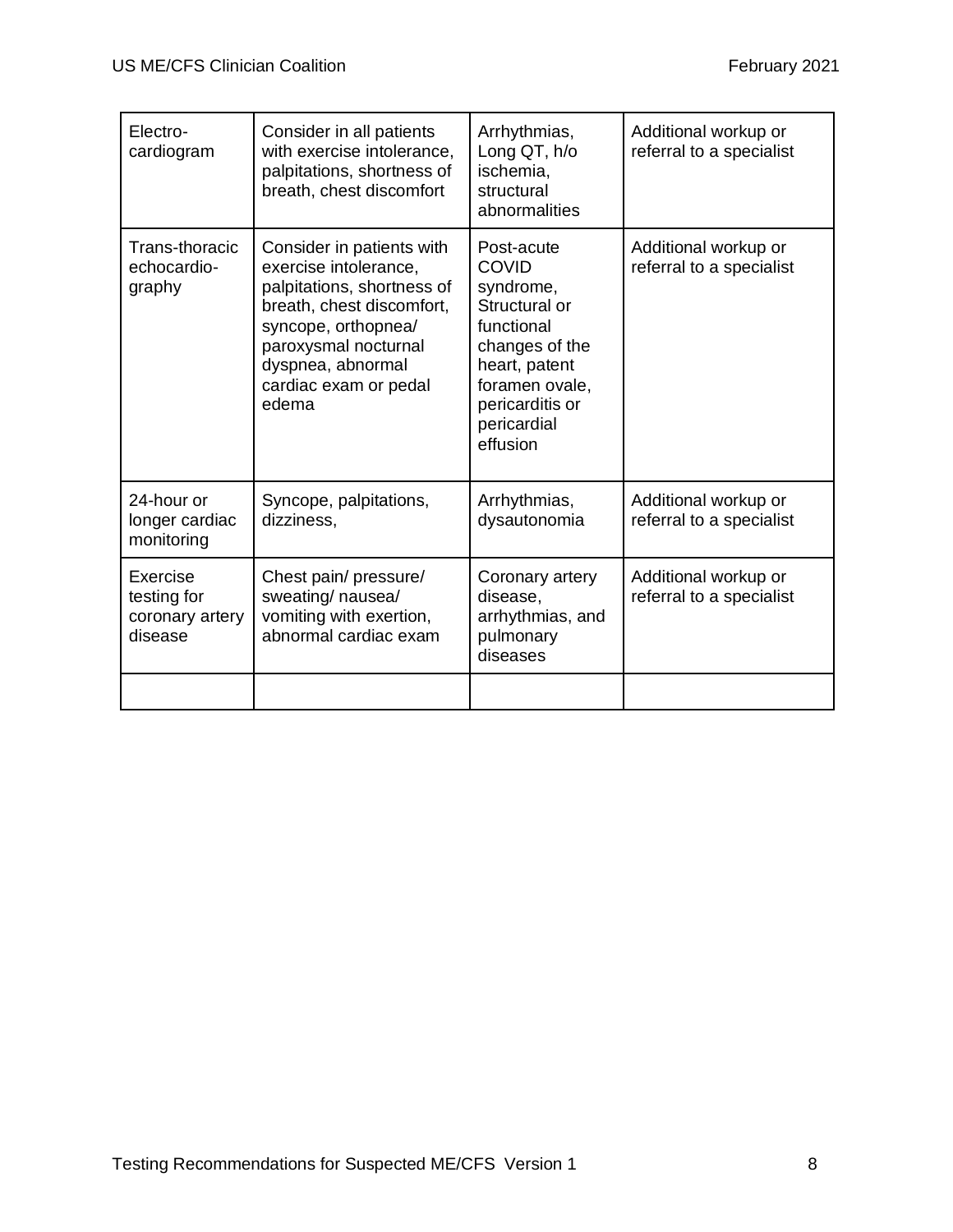| Electro-cardiogram | Consider in all patients with exercise intolerance, palpitations, shortness of breath, chest discomfort | Arrhythmias, Long QT, h/o ischemia, structural abnormalities | Additional workup or referral to a specialist |
|---|---|---|---|
| Trans-thoracic echocardio-graphy | Consider in patients with exercise intolerance, palpitations, shortness of breath, chest discomfort, syncope, orthopnea/ paroxysmal nocturnal dyspnea, abnormal cardiac exam or pedal edema | Post-acute COVID syndrome, Structural or functional changes of the heart, patent foramen ovale, pericarditis or pericardial effusion | Additional workup or referral to a specialist |
| 24-hour or longer cardiac monitoring | Syncope, palpitations, dizziness, | Arrhythmias, dysautonomia | Additional workup or referral to a specialist |
| Exercise testing for coronary artery disease | Chest pain/ pressure/ sweating/ nausea/ vomiting with exertion, abnormal cardiac exam | Coronary artery disease, arrhythmias, and pulmonary diseases | Additional workup or referral to a specialist |
| | | | |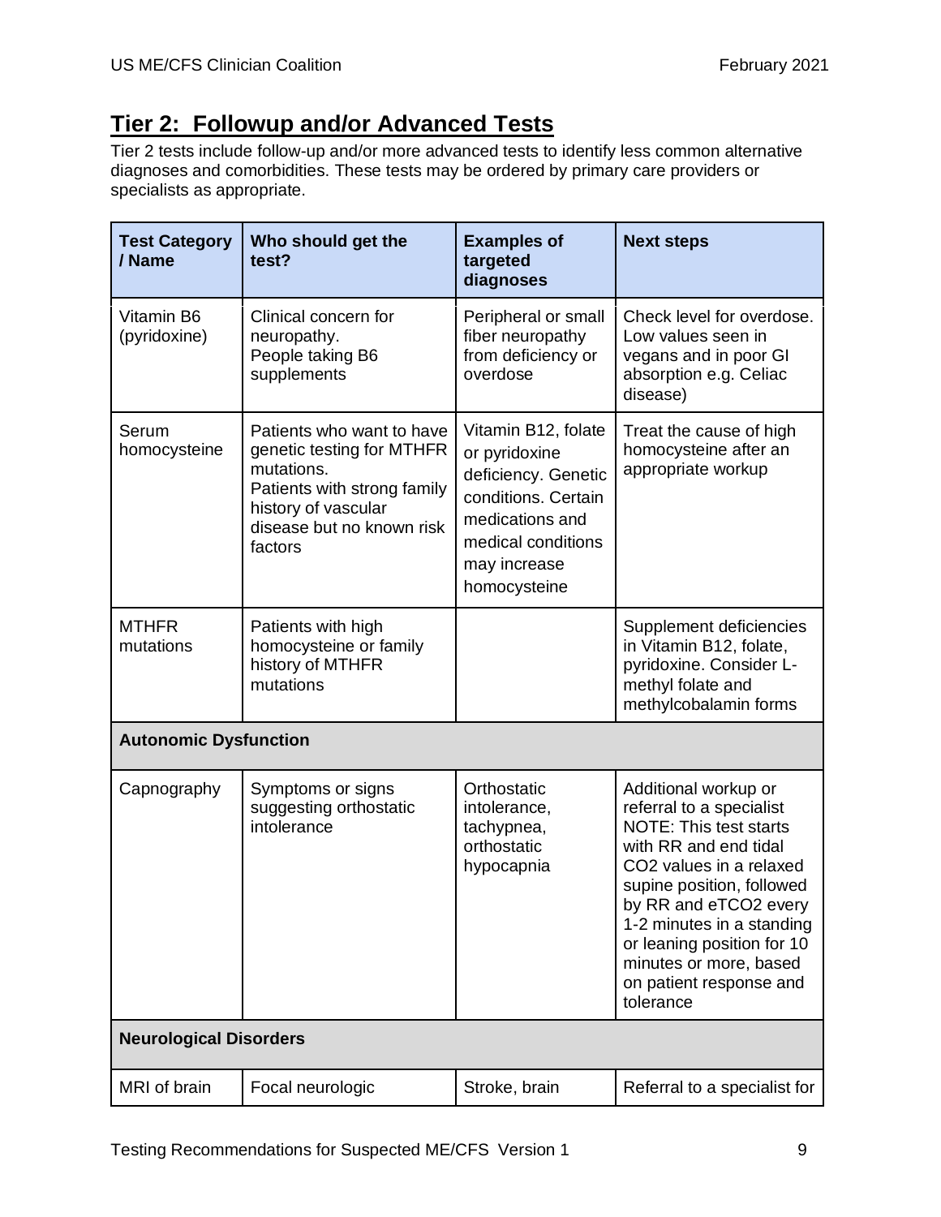## Tier 2: Followup and/or Advanced Tests

Tier 2 tests include follow-up and/or more advanced tests to identify less common alternative diagnoses and comorbidities. These tests may be ordered by primary care providers or specialists as appropriate.

| Test Category / Name | Who should get the test? | Examples of targeted diagnoses | Next steps |
|---|---|---|---|
| Vitamin B6 (pyridoxine) | Clinical concern for neuropathy.<br>People taking B6 supplements | Peripheral or small fiber neuropathy from deficiency or overdose | Check level for overdose. Low values seen in vegans and in poor GI absorption e.g. Celiac disease) |
| Serum homocysteine | Patients who want to have genetic testing for MTHFR mutations.<br>Patients with strong family history of vascular disease but no known risk factors | Vitamin B12, folate or pyridoxine deficiency. Genetic conditions. Certain medications and medical conditions may increase homocysteine | Treat the cause of high homocysteine after an appropriate workup |
| MTHFR mutations | Patients with high homocysteine or family history of MTHFR mutations | | Supplement deficiencies in Vitamin B12, folate, pyridoxine. Consider L-methyl folate and methylcobalamin forms |
| **Autonomic Dysfunction** | | | |
| Capnography | Symptoms or signs suggesting orthostatic intolerance | Orthostatic intolerance, tachypnea, orthostatic hypocapnia | Additional workup or referral to a specialist<br>NOTE: This test starts with RR and end tidal CO2 values in a relaxed supine position, followed by RR and eTCO2 every 1-2 minutes in a standing or leaning position for 10 minutes or more, based on patient response and tolerance |
| **Neurological Disorders** | | | |
| MRI of brain | Focal neurologic | Stroke, brain | Referral to a specialist for |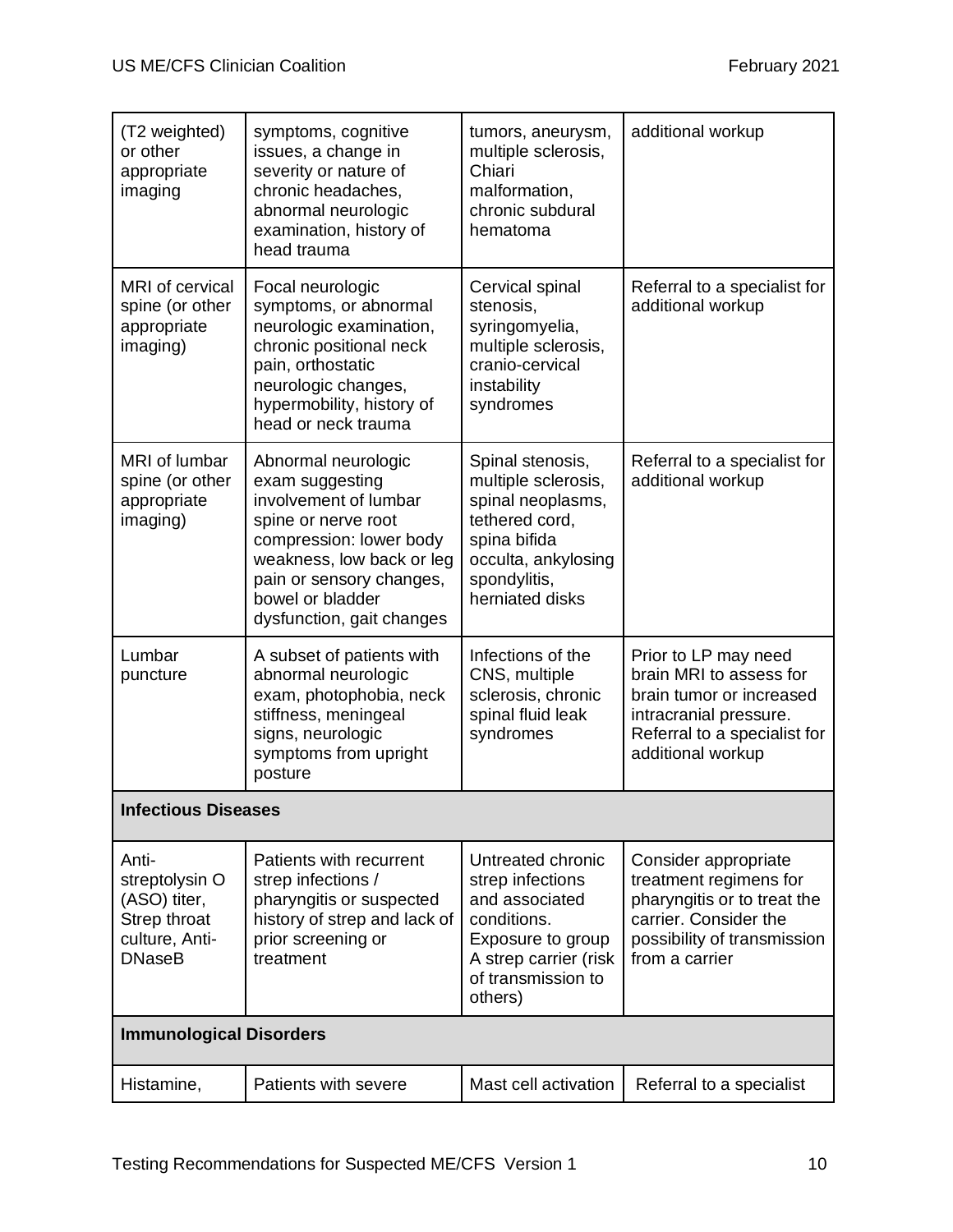| (T2 weighted) or other appropriate imaging | symptoms, cognitive issues, a change in severity or nature of chronic headaches, abnormal neurologic examination, history of head trauma | tumors, aneurysm, multiple sclerosis, Chiari malformation, chronic subdural hematoma | additional workup |
|---|---|---|---|
| MRI of cervical spine (or other appropriate imaging) | Focal neurologic symptoms, or abnormal neurologic examination, chronic positional neck pain, orthostatic neurologic changes, hypermobility, history of head or neck trauma | Cervical spinal stenosis, syringomyelia, multiple sclerosis, cranio-cervical instability syndromes | Referral to a specialist for additional workup |
| MRI of lumbar spine (or other appropriate imaging) | Abnormal neurologic exam suggesting involvement of lumbar spine or nerve root compression: lower body weakness, low back or leg pain or sensory changes, bowel or bladder dysfunction, gait changes | Spinal stenosis, multiple sclerosis, spinal neoplasms, tethered cord, spina bifida occulta, ankylosing spondylitis, herniated disks | Referral to a specialist for additional workup |
| Lumbar puncture | A subset of patients with abnormal neurologic exam, photophobia, neck stiffness, meningeal signs, neurologic symptoms from upright posture | Infections of the CNS, multiple sclerosis, chronic spinal fluid leak syndromes | Prior to LP may need brain MRI to assess for brain tumor or increased intracranial pressure. Referral to a specialist for additional workup |
| **Infectious Diseases** | | | |
| Anti-streptolysin O (ASO) titer, Strep throat culture, Anti-DNaseB | Patients with recurrent strep infections / pharyngitis or suspected history of strep and lack of prior screening or treatment | Untreated chronic strep infections and associated conditions. Exposure to group A strep carrier (risk of transmission to others) | Consider appropriate treatment regimens for pharyngitis or to treat the carrier. Consider the possibility of transmission from a carrier |
| **Immunological Disorders** | | | |
| Histamine, | Patients with severe | Mast cell activation | Referral to a specialist |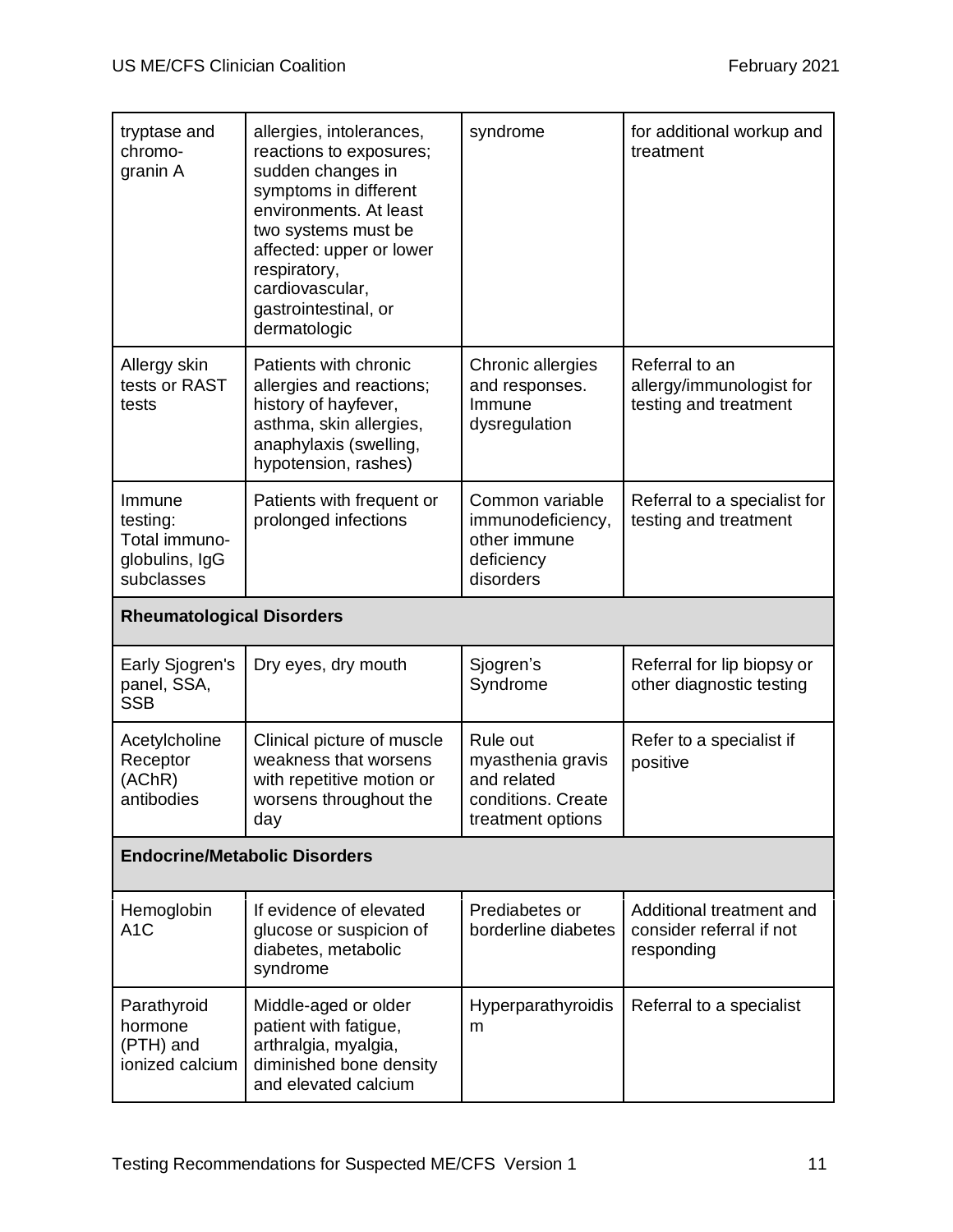| | | | |
|---|---|---|---|
| tryptase and chromo-granin A | allergies, intolerances, reactions to exposures; sudden changes in symptoms in different environments. At least two systems must be affected: upper or lower respiratory, cardiovascular, gastrointestinal, or dermatologic | syndrome | for additional workup and treatment |
| Allergy skin tests or RAST tests | Patients with chronic allergies and reactions; history of hayfever, asthma, skin allergies, anaphylaxis (swelling, hypotension, rashes) | Chronic allergies and responses. Immune dysregulation | Referral to an allergy/immunologist for testing and treatment |
| Immune testing: Total immuno-globulins, IgG subclasses | Patients with frequent or prolonged infections | Common variable immunodeficiency, other immune deficiency disorders | Referral to a specialist for testing and treatment |
| **Rheumatological Disorders** | | | |
| Early Sjogren's panel, SSA, SSB | Dry eyes, dry mouth | Sjogren's Syndrome | Referral for lip biopsy or other diagnostic testing |
| Acetylcholine Receptor (AChR) antibodies | Clinical picture of muscle weakness that worsens with repetitive motion or worsens throughout the day | Rule out myasthenia gravis and related conditions. Create treatment options | Refer to a specialist if positive |
| **Endocrine/Metabolic Disorders** | | | |
| Hemoglobin A1C | If evidence of elevated glucose or suspicion of diabetes, metabolic syndrome | Prediabetes or borderline diabetes | Additional treatment and consider referral if not responding |
| Parathyroid hormone (PTH) and ionized calcium | Middle-aged or older patient with fatigue, arthralgia, myalgia, diminished bone density and elevated calcium | Hyperparathyroidism | Referral to a specialist |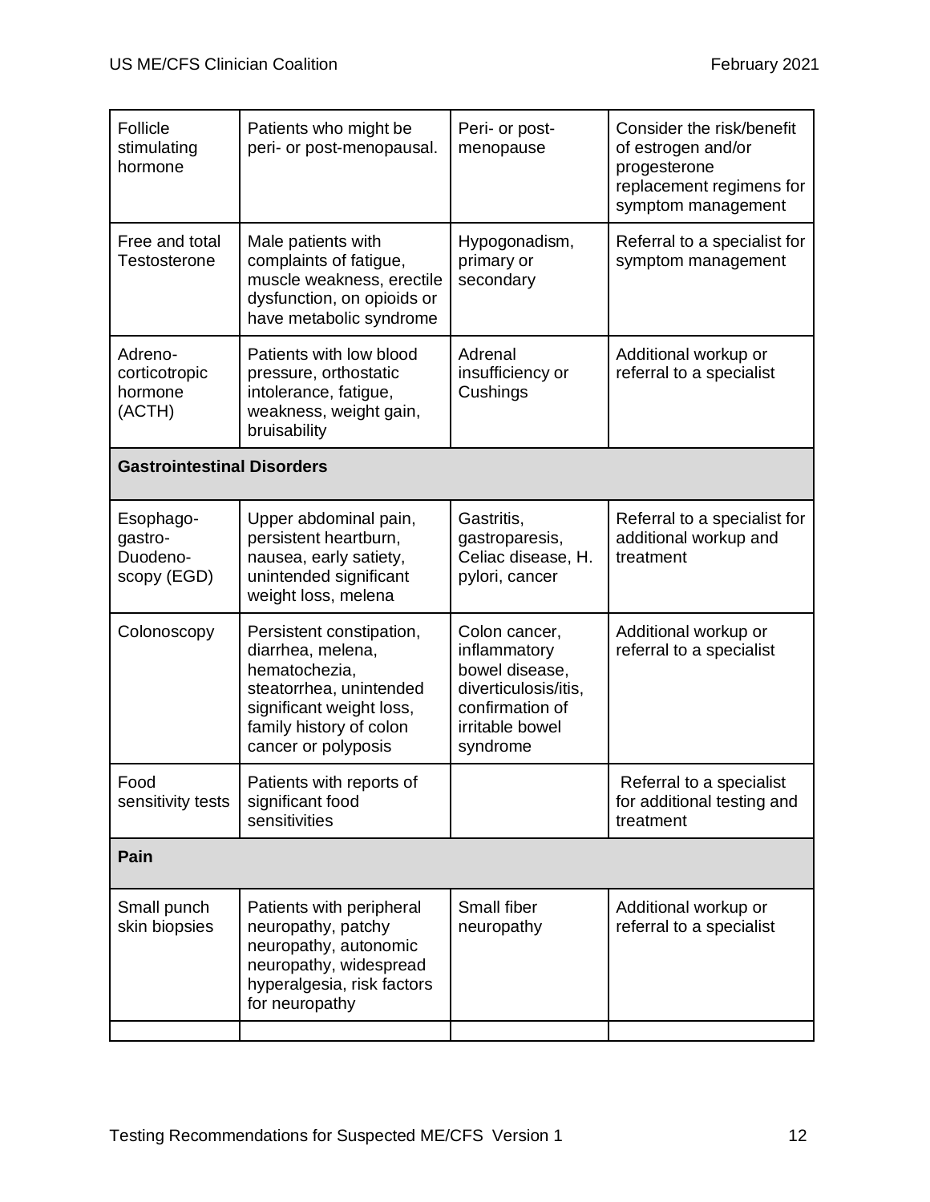| | | | |
|---|---|---|---|
| Follicle stimulating hormone | Patients who might be peri- or post-menopausal. | Peri- or post-menopause | Consider the risk/benefit of estrogen and/or progesterone replacement regimens for symptom management |
| Free and total Testosterone | Male patients with complaints of fatigue, muscle weakness, erectile dysfunction, on opioids or have metabolic syndrome | Hypogonadism, primary or secondary | Referral to a specialist for symptom management |
| Adreno-corticotropic hormone (ACTH) | Patients with low blood pressure, orthostatic intolerance, fatigue, weakness, weight gain, bruisability | Adrenal insufficiency or Cushings | Additional workup or referral to a specialist |
| **Gastrointestinal Disorders** | | | |
| Esophago-gastro-Duodeno-scopy (EGD) | Upper abdominal pain, persistent heartburn, nausea, early satiety, unintended significant weight loss, melena | Gastritis, gastroparesis, Celiac disease, H. pylori, cancer | Referral to a specialist for additional workup and treatment |
| Colonoscopy | Persistent constipation, diarrhea, melena, hematochezia, steatorrhea, unintended significant weight loss, family history of colon cancer or polyposis | Colon cancer, inflammatory bowel disease, diverticulosis/itis, confirmation of irritable bowel syndrome | Additional workup or referral to a specialist |
| Food sensitivity tests | Patients with reports of significant food sensitivities | | Referral to a specialist for additional testing and treatment |
| **Pain** | | | |
| Small punch skin biopsies | Patients with peripheral neuropathy, patchy neuropathy, autonomic neuropathy, widespread hyperalgesia, risk factors for neuropathy | Small fiber neuropathy | Additional workup or referral to a specialist |
| | | | |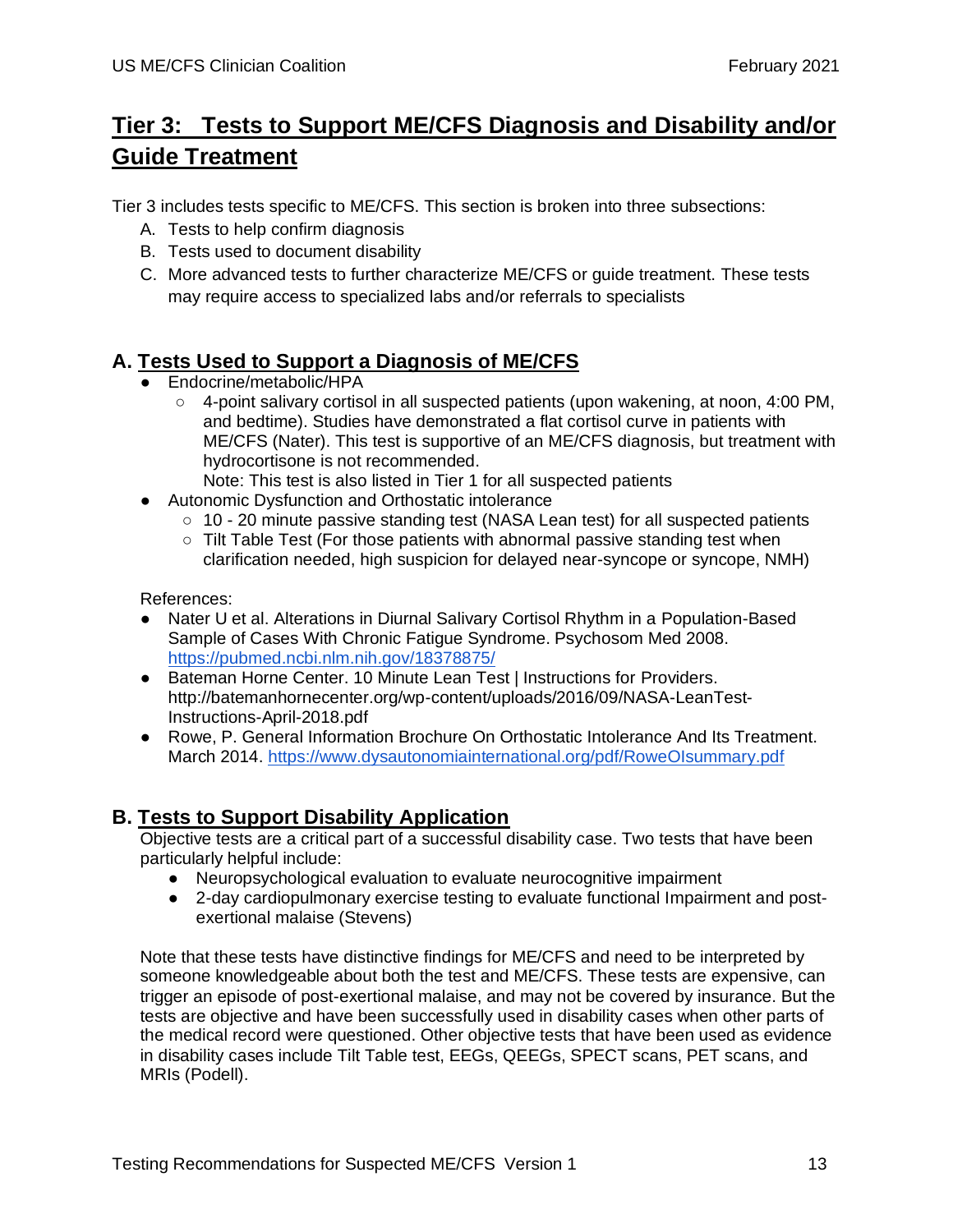## Tier 3: Tests to Support ME/CFS Diagnosis and Disability and/or Guide Treatment

Tier 3 includes tests specific to ME/CFS. This section is broken into three subsections:

A. Tests to help confirm diagnosis
B. Tests used to document disability
C. More advanced tests to further characterize ME/CFS or guide treatment. These tests may require access to specialized labs and/or referrals to specialists

### A. Tests Used to Support a Diagnosis of ME/CFS

- Endocrine/metabolic/HPA
  - 4-point salivary cortisol in all suspected patients (upon wakening, at noon, 4:00 PM, and bedtime). Studies have demonstrated a flat cortisol curve in patients with ME/CFS (Nater). This test is supportive of an ME/CFS diagnosis, but treatment with hydrocortisone is not recommended.
    Note: This test is also listed in Tier 1 for all suspected patients
- Autonomic Dysfunction and Orthostatic intolerance
  - 10 - 20 minute passive standing test (NASA Lean test) for all suspected patients
  - Tilt Table Test (For those patients with abnormal passive standing test when clarification needed, high suspicion for delayed near-syncope or syncope, NMH)

References:

- Nater U et al. Alterations in Diurnal Salivary Cortisol Rhythm in a Population-Based Sample of Cases With Chronic Fatigue Syndrome. Psychosom Med 2008. https://pubmed.ncbi.nlm.nih.gov/18378875/
- Bateman Horne Center. 10 Minute Lean Test | Instructions for Providers. http://batemanhornecenter.org/wp-content/uploads/2016/09/NASA-LeanTest-Instructions-April-2018.pdf
- Rowe, P. General Information Brochure On Orthostatic Intolerance And Its Treatment. March 2014. https://www.dysautonomiainternational.org/pdf/RoweOIsummary.pdf

### B. Tests to Support Disability Application

Objective tests are a critical part of a successful disability case. Two tests that have been particularly helpful include:

- Neuropsychological evaluation to evaluate neurocognitive impairment
- 2-day cardiopulmonary exercise testing to evaluate functional Impairment and post-exertional malaise (Stevens)

Note that these tests have distinctive findings for ME/CFS and need to be interpreted by someone knowledgeable about both the test and ME/CFS. These tests are expensive, can trigger an episode of post-exertional malaise, and may not be covered by insurance. But the tests are objective and have been successfully used in disability cases when other parts of the medical record were questioned. Other objective tests that have been used as evidence in disability cases include Tilt Table test, EEGs, QEEGs, SPECT scans, PET scans, and MRIs (Podell).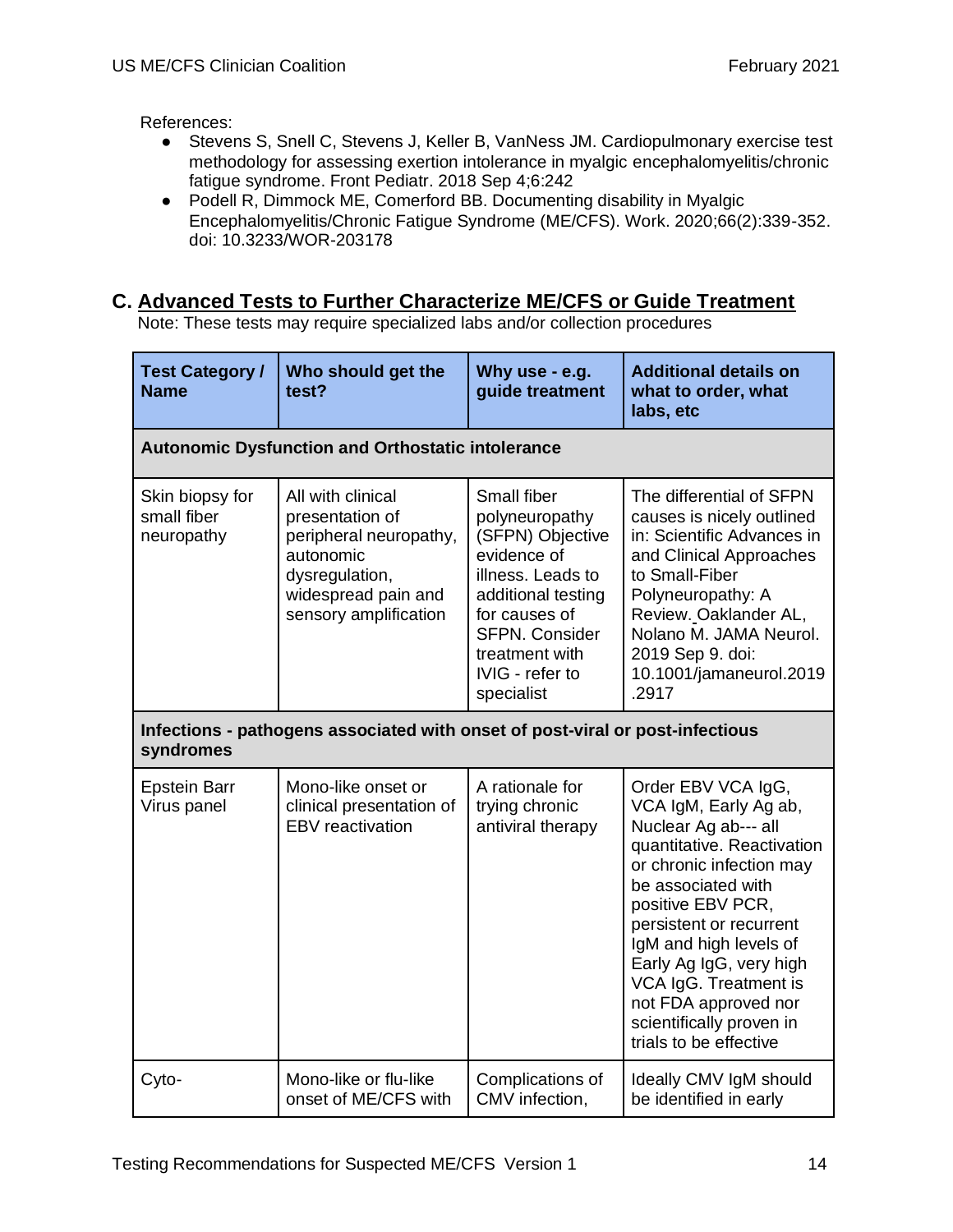References:

- Stevens S, Snell C, Stevens J, Keller B, VanNess JM. Cardiopulmonary exercise test methodology for assessing exertion intolerance in myalgic encephalomyelitis/chronic fatigue syndrome. Front Pediatr. 2018 Sep 4;6:242
- Podell R, Dimmock ME, Comerford BB. Documenting disability in Myalgic Encephalomyelitis/Chronic Fatigue Syndrome (ME/CFS). Work. 2020;66(2):339-352. doi: 10.3233/WOR-203178

## C. Advanced Tests to Further Characterize ME/CFS or Guide Treatment

Note: These tests may require specialized labs and/or collection procedures

| Test Category / Name | Who should get the test? | Why use - e.g. guide treatment | Additional details on what to order, what labs, etc |
|---|---|---|---|
| **Autonomic Dysfunction and Orthostatic intolerance** | | | |
| Skin biopsy for small fiber neuropathy | All with clinical presentation of peripheral neuropathy, autonomic dysregulation, widespread pain and sensory amplification | Small fiber polyneuropathy (SFPN) Objective evidence of illness. Leads to additional testing for causes of SFPN. Consider treatment with IVIG - refer to specialist | The differential of SFPN causes is nicely outlined in: Scientific Advances in and Clinical Approaches to Small-Fiber Polyneuropathy: A Review. Oaklander AL, Nolano M. JAMA Neurol. 2019 Sep 9. doi: 10.1001/jamaneurol.2019.2917 |
| **Infections - pathogens associated with onset of post-viral or post-infectious syndromes** | | | |
| Epstein Barr Virus panel | Mono-like onset or clinical presentation of EBV reactivation | A rationale for trying chronic antiviral therapy | Order EBV VCA IgG, VCA IgM, Early Ag ab, Nuclear Ag ab--- all quantitative. Reactivation or chronic infection may be associated with positive EBV PCR, persistent or recurrent IgM and high levels of Early Ag IgG, very high VCA IgG. Treatment is not FDA approved nor scientifically proven in trials to be effective |
| Cyto- | Mono-like or flu-like onset of ME/CFS with | Complications of CMV infection, | Ideally CMV IgM should be identified in early |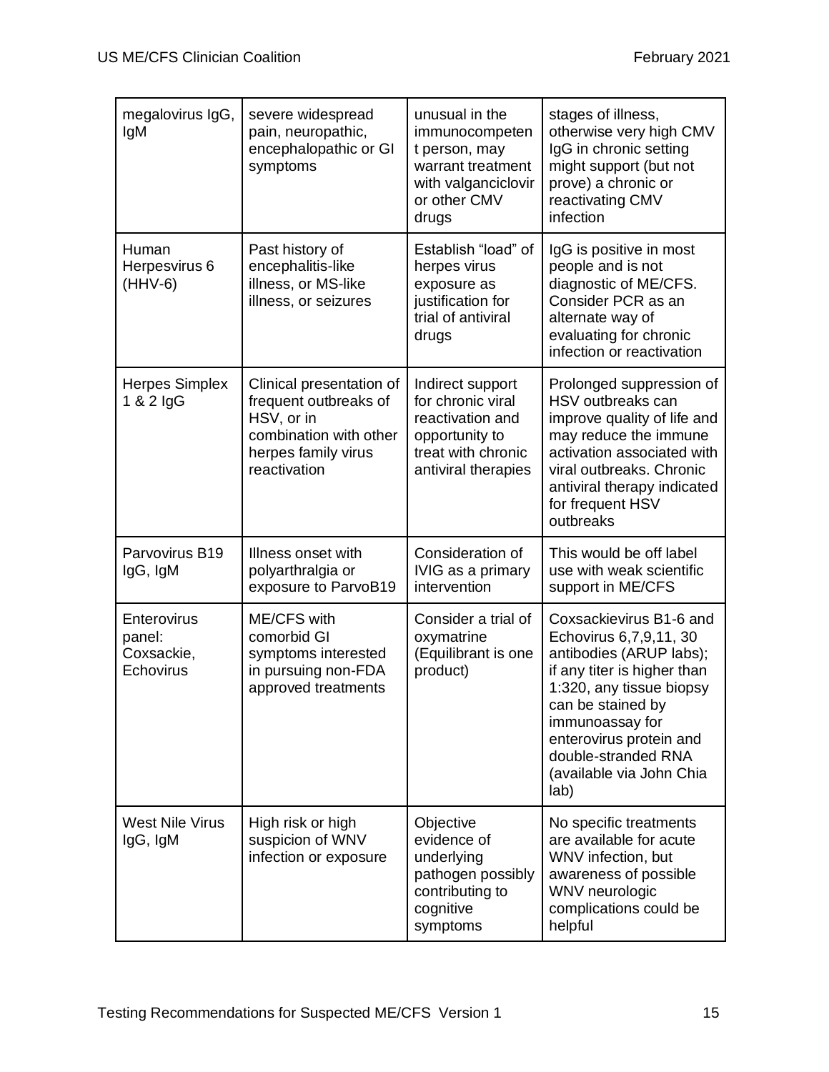| megalovirus IgG, IgM | severe widespread pain, neuropathic, encephalopathic or GI symptoms | unusual in the immunocompetent person, may warrant treatment with valganciclovir or other CMV drugs | stages of illness, otherwise very high CMV IgG in chronic setting might support (but not prove) a chronic or reactivating CMV infection |
|---|---|---|---|
| Human Herpesvirus 6 (HHV-6) | Past history of encephalitis-like illness, or MS-like illness, or seizures | Establish "load" of herpes virus exposure as justification for trial of antiviral drugs | IgG is positive in most people and is not diagnostic of ME/CFS. Consider PCR as an alternate way of evaluating for chronic infection or reactivation |
| Herpes Simplex 1 & 2 IgG | Clinical presentation of frequent outbreaks of HSV, or in combination with other herpes family virus reactivation | Indirect support for chronic viral reactivation and opportunity to treat with chronic antiviral therapies | Prolonged suppression of HSV outbreaks can improve quality of life and may reduce the immune activation associated with viral outbreaks. Chronic antiviral therapy indicated for frequent HSV outbreaks |
| Parvovirus B19 IgG, IgM | Illness onset with polyarthralgia or exposure to ParvoB19 | Consideration of IVIG as a primary intervention | This would be off label use with weak scientific support in ME/CFS |
| Enterovirus panel: Coxsackie, Echovirus | ME/CFS with comorbid GI symptoms interested in pursuing non-FDA approved treatments | Consider a trial of oxymatrine (Equilibrant is one product) | Coxsackievirus B1-6 and Echovirus 6,7,9,11, 30 antibodies (ARUP labs); if any titer is higher than 1:320, any tissue biopsy can be stained by immunoassay for enterovirus protein and double-stranded RNA (available via John Chia lab) |
| West Nile Virus IgG, IgM | High risk or high suspicion of WNV infection or exposure | Objective evidence of underlying pathogen possibly contributing to cognitive symptoms | No specific treatments are available for acute WNV infection, but awareness of possible WNV neurologic complications could be helpful |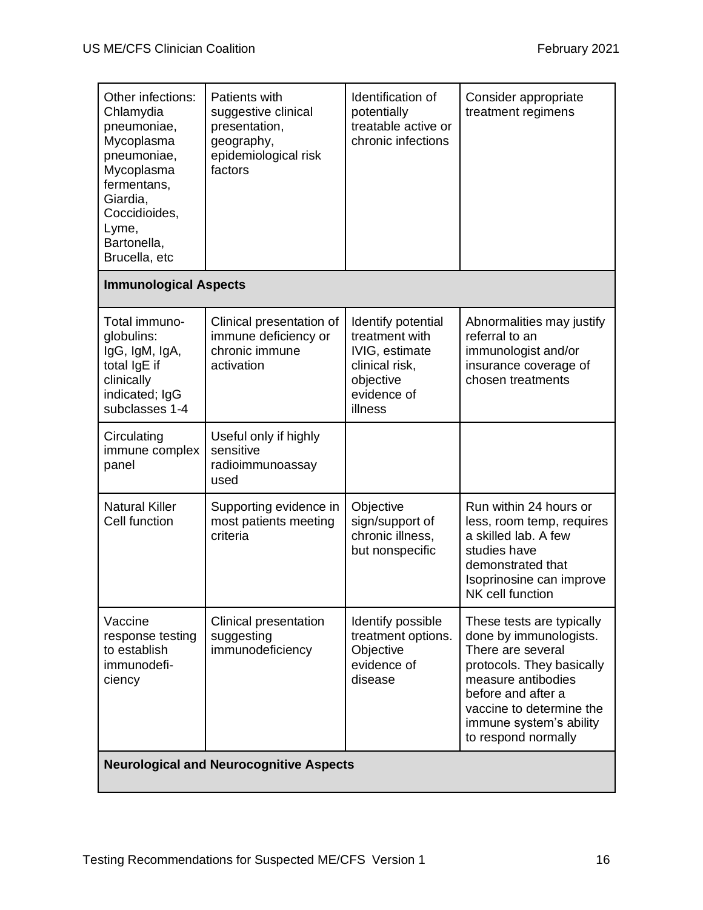| Other infections: Chlamydia pneumoniae, Mycoplasma pneumoniae, Mycoplasma fermentans, Giardia, Coccidioides, Lyme, Bartonella, Brucella, etc | Patients with suggestive clinical presentation, geography, epidemiological risk factors | Identification of potentially treatable active or chronic infections | Consider appropriate treatment regimens |
|---|---|---|---|
| **Immunological Aspects** | | | |
| Total immuno-globulins: IgG, IgM, IgA, total IgE if clinically indicated; IgG subclasses 1-4 | Clinical presentation of immune deficiency or chronic immune activation | Identify potential treatment with IVIG, estimate clinical risk, objective evidence of illness | Abnormalities may justify referral to an immunologist and/or insurance coverage of chosen treatments |
| Circulating immune complex panel | Useful only if highly sensitive radioimmunoassay used | | |
| Natural Killer Cell function | Supporting evidence in most patients meeting criteria | Objective sign/support of chronic illness, but nonspecific | Run within 24 hours or less, room temp, requires a skilled lab. A few studies have demonstrated that Isoprinosine can improve NK cell function |
| Vaccine response testing to establish immunodefi-ciency | Clinical presentation suggesting immunodeficiency | Identify possible treatment options. Objective evidence of disease | These tests are typically done by immunologists. There are several protocols. They basically measure antibodies before and after a vaccine to determine the immune system's ability to respond normally |
| **Neurological and Neurocognitive Aspects** | | | |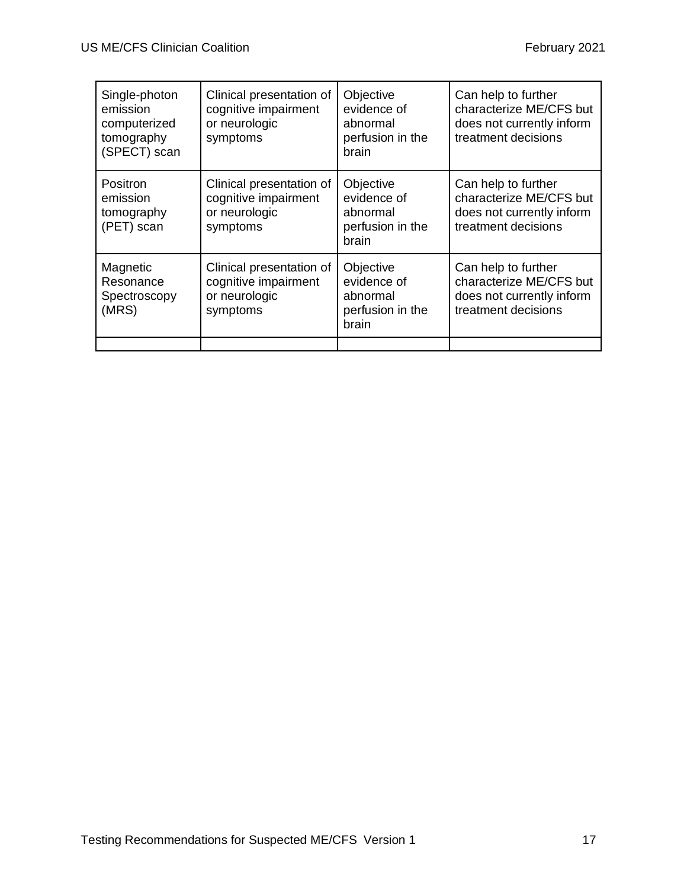| | | | |
|---|---|---|---|
| Single-photon emission computerized tomography (SPECT) scan | Clinical presentation of cognitive impairment or neurologic symptoms | Objective evidence of abnormal perfusion in the brain | Can help to further characterize ME/CFS but does not currently inform treatment decisions |
| Positron emission tomography (PET) scan | Clinical presentation of cognitive impairment or neurologic symptoms | Objective evidence of abnormal perfusion in the brain | Can help to further characterize ME/CFS but does not currently inform treatment decisions |
| Magnetic Resonance Spectroscopy (MRS) | Clinical presentation of cognitive impairment or neurologic symptoms | Objective evidence of abnormal perfusion in the brain | Can help to further characterize ME/CFS but does not currently inform treatment decisions |
| | | | |